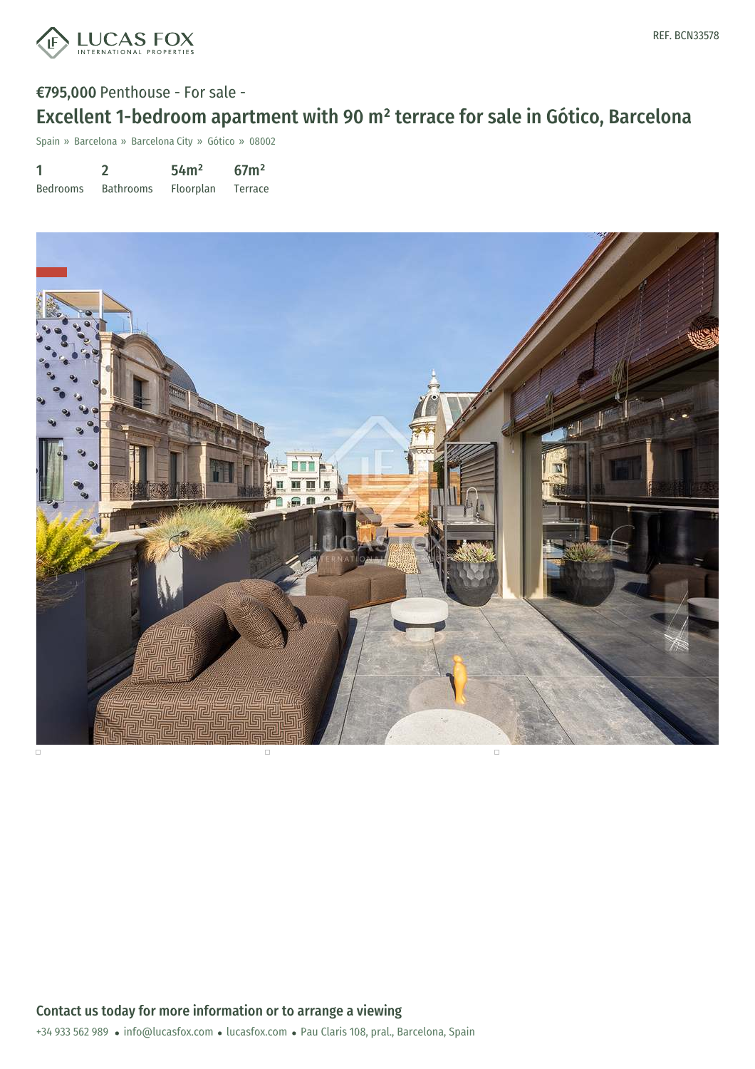REF. BCN33578

€795,000 Penthouse - For sale -

# Excellent 1-bedroom apartment with 90 m² terrace for sale in Gótico, Barcelona

Spain » Barcelona » Barcelona City » Gótico » 08002

| 1 | 2 | 54m² | 67m² |
|---|---|---|---|
| Bedrooms | Bathrooms | Floorplan | Terrace |

## Contact us today for more information or to arrange a viewing

+34 933 562 989 • info@lucasfox.com • lucasfox.com • Pau Claris 108, pral., Barcelona, Spain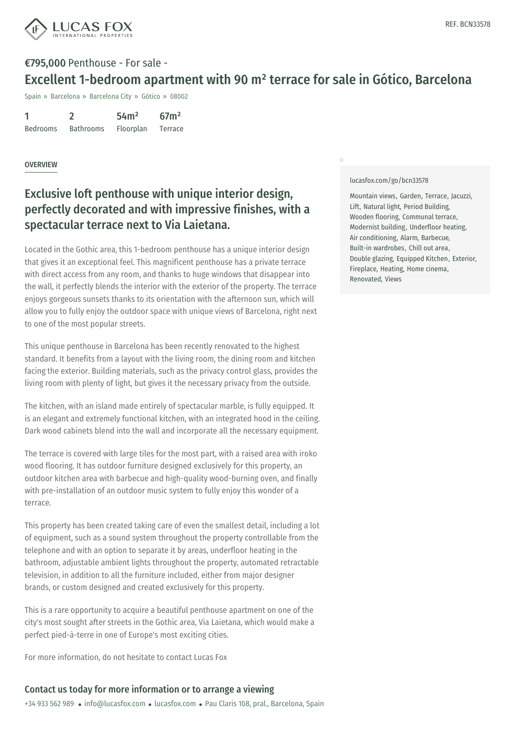REF. BCN33578

**€795,000** Penthouse - For sale -

# Excellent 1-bedroom apartment with 90 m² terrace for sale in Gótico, Barcelona

Spain » Barcelona » Barcelona City » Gótico » 08002

| 1 | 2 | 54m² | 67m² |
|---|---|---|---|
| Bedrooms | Bathrooms | Floorplan | Terrace |

OVERVIEW

## Exclusive loft penthouse with unique interior design, perfectly decorated and with impressive finishes, with a spectacular terrace next to Via Laietana.

Located in the Gothic area, this 1-bedroom penthouse has a unique interior design that gives it an exceptional feel. This magnificent penthouse has a private terrace with direct access from any room, and thanks to huge windows that disappear into the wall, it perfectly blends the interior with the exterior of the property. The terrace enjoys gorgeous sunsets thanks to its orientation with the afternoon sun, which will allow you to fully enjoy the outdoor space with unique views of Barcelona, right next to one of the most popular streets.

This unique penthouse in Barcelona has been recently renovated to the highest standard. It benefits from a layout with the living room, the dining room and kitchen facing the exterior. Building materials, such as the privacy control glass, provides the living room with plenty of light, but gives it the necessary privacy from the outside.

The kitchen, with an island made entirely of spectacular marble, is fully equipped. It is an elegant and extremely functional kitchen, with an integrated hood in the ceiling. Dark wood cabinets blend into the wall and incorporate all the necessary equipment.

The terrace is covered with large tiles for the most part, with a raised area with iroko wood flooring. It has outdoor furniture designed exclusively for this property, an outdoor kitchen area with barbecue and high-quality wood-burning oven, and finally with pre-installation of an outdoor music system to fully enjoy this wonder of a terrace.

This property has been created taking care of even the smallest detail, including a lot of equipment, such as a sound system throughout the property controllable from the telephone and with an option to separate it by areas, underfloor heating in the bathroom, adjustable ambient lights throughout the property, automated retractable television, in addition to all the furniture included, either from major designer brands, or custom designed and created exclusively for this property.

This is a rare opportunity to acquire a beautiful penthouse apartment on one of the city's most sought after streets in the Gothic area, Via Laietana, which would make a perfect pied-à-terre in one of Europe's most exciting cities.

For more information, do not hesitate to contact Lucas Fox

lucasfox.com/go/bcn33578

Mountain views, Garden, Terrace, Jacuzzi, Lift, Natural light, Period Building, Wooden flooring, Communal terrace, Modernist building, Underfloor heating, Air conditioning, Alarm, Barbecue, Built-in wardrobes, Chill out area, Double glazing, Equipped Kitchen, Exterior, Fireplace, Heating, Home cinema, Renovated, Views

## Contact us today for more information or to arrange a viewing

+34 933 562 989 • info@lucasfox.com • lucasfox.com • Pau Claris 108, pral., Barcelona, Spain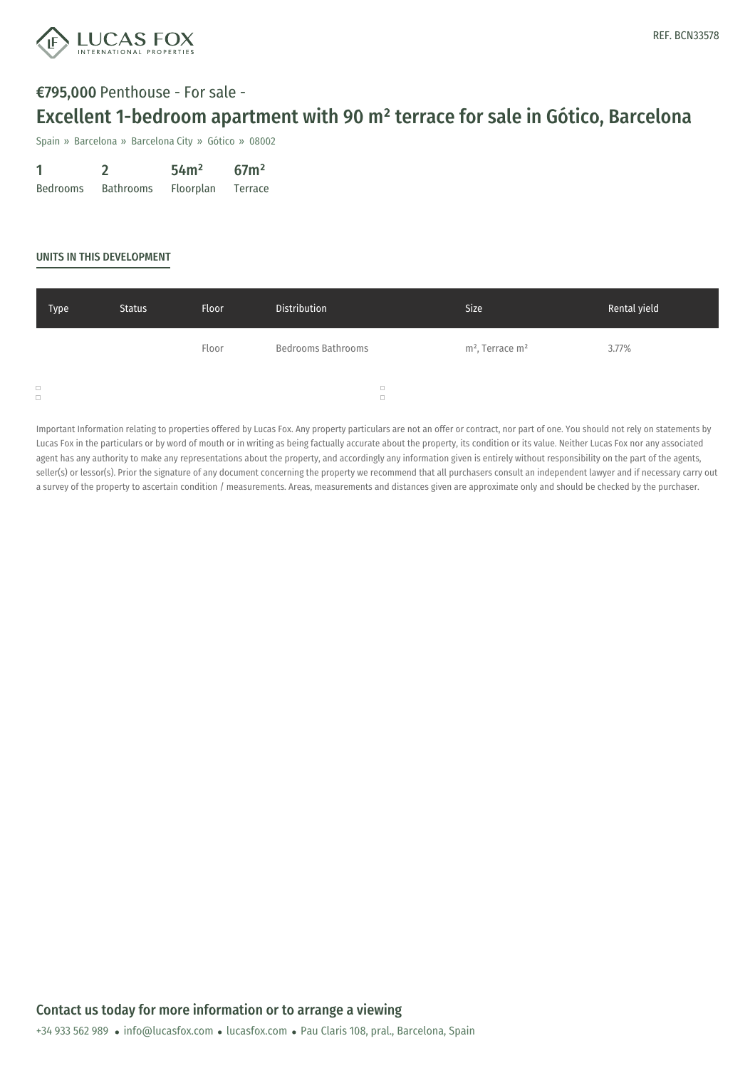REF. BCN33578

**€795,000** Penthouse - For sale -

# Excellent 1-bedroom apartment with 90 m² terrace for sale in Gótico, Barcelona

Spain » Barcelona » Barcelona City » Gótico » 08002

| 1 | 2 | 54m² | 67m² |
|---|---|---|---|
| Bedrooms | Bathrooms | Floorplan | Terrace |

## UNITS IN THIS DEVELOPMENT

| Type | Status | Floor | Distribution | Size | Rental yield |
|---|---|---|---|---|---|
| | | Floor | Bedrooms Bathrooms | m², Terrace m² | 3.77% |

Important Information relating to properties offered by Lucas Fox. Any property particulars are not an offer or contract, nor part of one. You should not rely on statements by Lucas Fox in the particulars or by word of mouth or in writing as being factually accurate about the property, its condition or its value. Neither Lucas Fox nor any associated agent has any authority to make any representations about the property, and accordingly any information given is entirely without responsibility on the part of the agents, seller(s) or lessor(s). Prior the signature of any document concerning the property we recommend that all purchasers consult an independent lawyer and if necessary carry out a survey of the property to ascertain condition / measurements. Areas, measurements and distances given are approximate only and should be checked by the purchaser.

## Contact us today for more information or to arrange a viewing

+34 933 562 989 • info@lucasfox.com • lucasfox.com • Pau Claris 108, pral., Barcelona, Spain